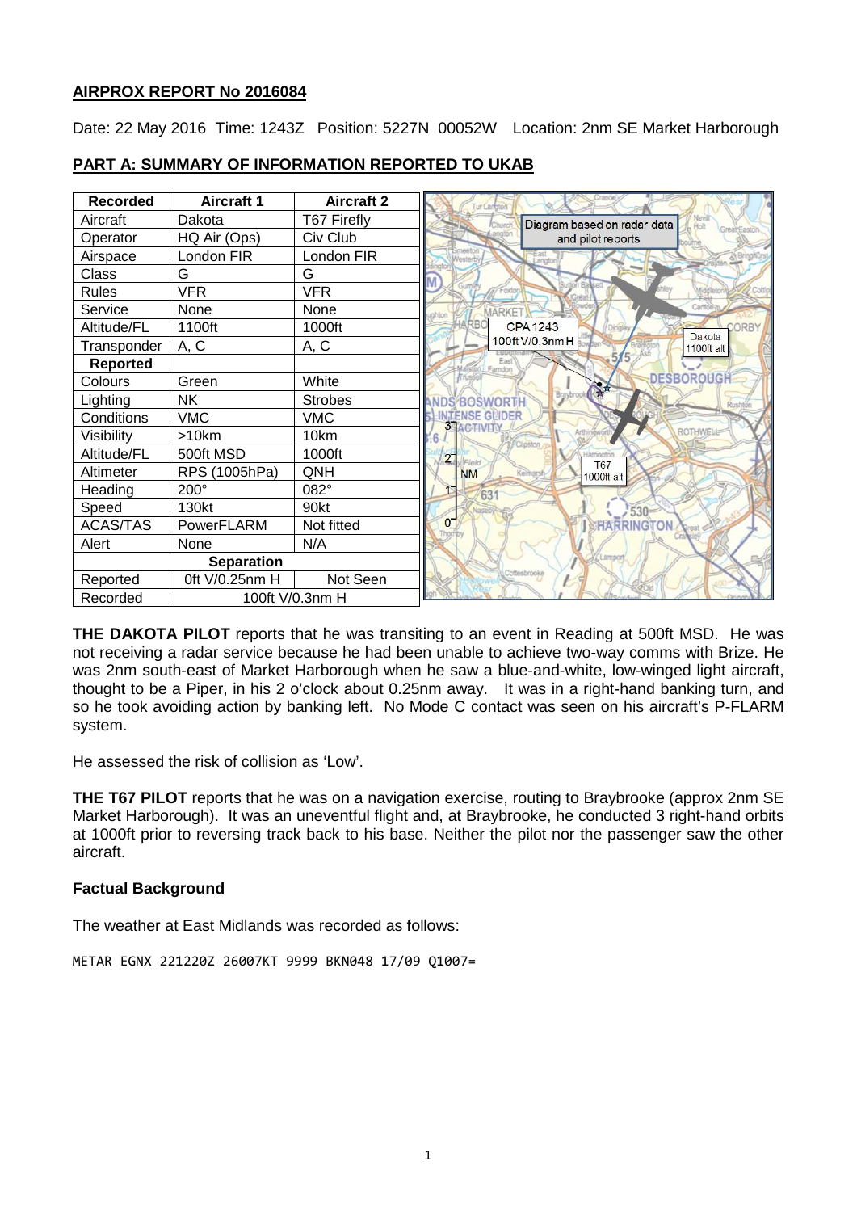**AIRPROX REPORT No 2016084**

Date: 22 May 2016 Time: 1243Z Position: 5227N 00052W Location: 2nm SE Market Harborough

**PART A: SUMMARY OF INFORMATION REPORTED TO UKAB**

| Recorded | Aircraft 1 | Aircraft 2 |
|---|---|---|
| Aircraft | Dakota | T67 Firefly |
| Operator | HQ Air (Ops) | Civ Club |
| Airspace | London FIR | London FIR |
| Class | G | G |
| Rules | VFR | VFR |
| Service | None | None |
| Altitude/FL | 1100ft | 1000ft |
| Transponder | A, C | A, C |
| **Reported** | | |
| Colours | Green | White |
| Lighting | NK | Strobes |
| Conditions | VMC | VMC |
| Visibility | >10km | 10km |
| Altitude/FL | 500ft MSD | 1000ft |
| Altimeter | RPS (1005hPa) | QNH |
| Heading | 200° | 082° |
| Speed | 130kt | 90kt |
| ACAS/TAS | PowerFLARM | Not fitted |
| Alert | None | N/A |
| **Separation** | | |
| Reported | 0ft V/0.25nm H | Not Seen |
| Recorded | 100ft V/0.3nm H | |

Diagram based on radar data and pilot reports

CPA 1243 100ft V/0.3nm H

Dakota 1100ft alt

T67 1000ft alt

**THE DAKOTA PILOT** reports that he was transiting to an event in Reading at 500ft MSD. He was not receiving a radar service because he had been unable to achieve two-way comms with Brize. He was 2nm south-east of Market Harborough when he saw a blue-and-white, low-winged light aircraft, thought to be a Piper, in his 2 o'clock about 0.25nm away. It was in a right-hand banking turn, and so he took avoiding action by banking left. No Mode C contact was seen on his aircraft's P-FLARM system.

He assessed the risk of collision as 'Low'.

**THE T67 PILOT** reports that he was on a navigation exercise, routing to Braybrooke (approx 2nm SE Market Harborough). It was an uneventful flight and, at Braybrooke, he conducted 3 right-hand orbits at 1000ft prior to reversing track back to his base. Neither the pilot nor the passenger saw the other aircraft.

**Factual Background**

The weather at East Midlands was recorded as follows:

```
METAR EGNX 221220Z 26007KT 9999 BKN048 17/09 Q1007=
```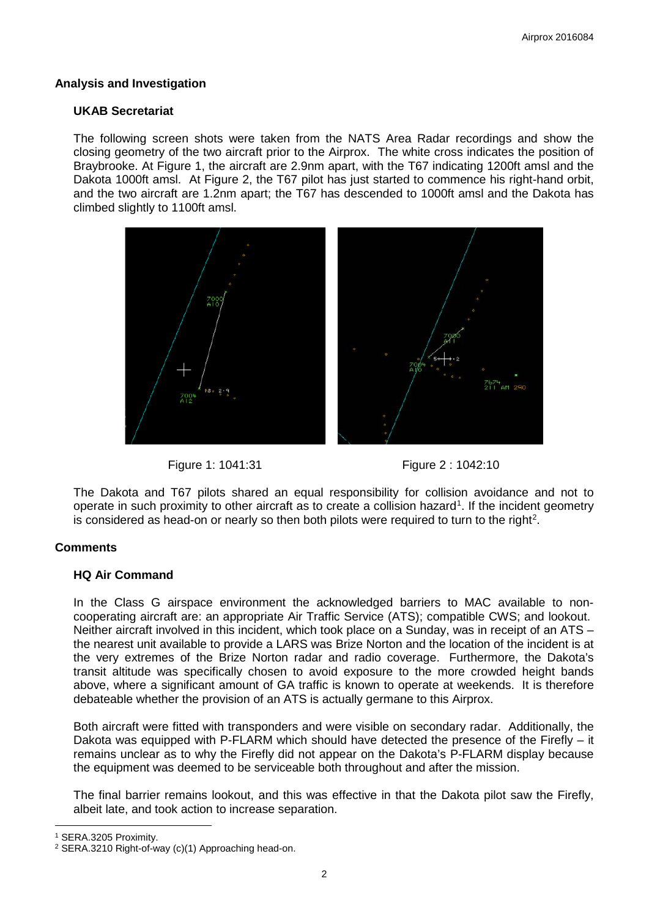## Analysis and Investigation

### UKAB Secretariat

The following screen shots were taken from the NATS Area Radar recordings and show the closing geometry of the two aircraft prior to the Airprox. The white cross indicates the position of Braybrooke. At Figure 1, the aircraft are 2.9nm apart, with the T67 indicating 1200ft amsl and the Dakota 1000ft amsl. At Figure 2, the T67 pilot has just started to commence his right-hand orbit, and the two aircraft are 1.2nm apart; the T67 has descended to 1000ft amsl and the Dakota has climbed slightly to 1100ft amsl.

Figure 1: 1041:31

Figure 2 : 1042:10

The Dakota and T67 pilots shared an equal responsibility for collision avoidance and not to operate in such proximity to other aircraft as to create a collision hazard[1]. If the incident geometry is considered as head-on or nearly so then both pilots were required to turn to the right[2].

## Comments

### HQ Air Command

In the Class G airspace environment the acknowledged barriers to MAC available to non-cooperating aircraft are: an appropriate Air Traffic Service (ATS); compatible CWS; and lookout. Neither aircraft involved in this incident, which took place on a Sunday, was in receipt of an ATS – the nearest unit available to provide a LARS was Brize Norton and the location of the incident is at the very extremes of the Brize Norton radar and radio coverage. Furthermore, the Dakota's transit altitude was specifically chosen to avoid exposure to the more crowded height bands above, where a significant amount of GA traffic is known to operate at weekends. It is therefore debateable whether the provision of an ATS is actually germane to this Airprox.

Both aircraft were fitted with transponders and were visible on secondary radar. Additionally, the Dakota was equipped with P-FLARM which should have detected the presence of the Firefly – it remains unclear as to why the Firefly did not appear on the Dakota's P-FLARM display because the equipment was deemed to be serviceable both throughout and after the mission.

The final barrier remains lookout, and this was effective in that the Dakota pilot saw the Firefly, albeit late, and took action to increase separation.

---

[1] SERA.3205 Proximity.

[2] SERA.3210 Right-of-way (c)(1) Approaching head-on.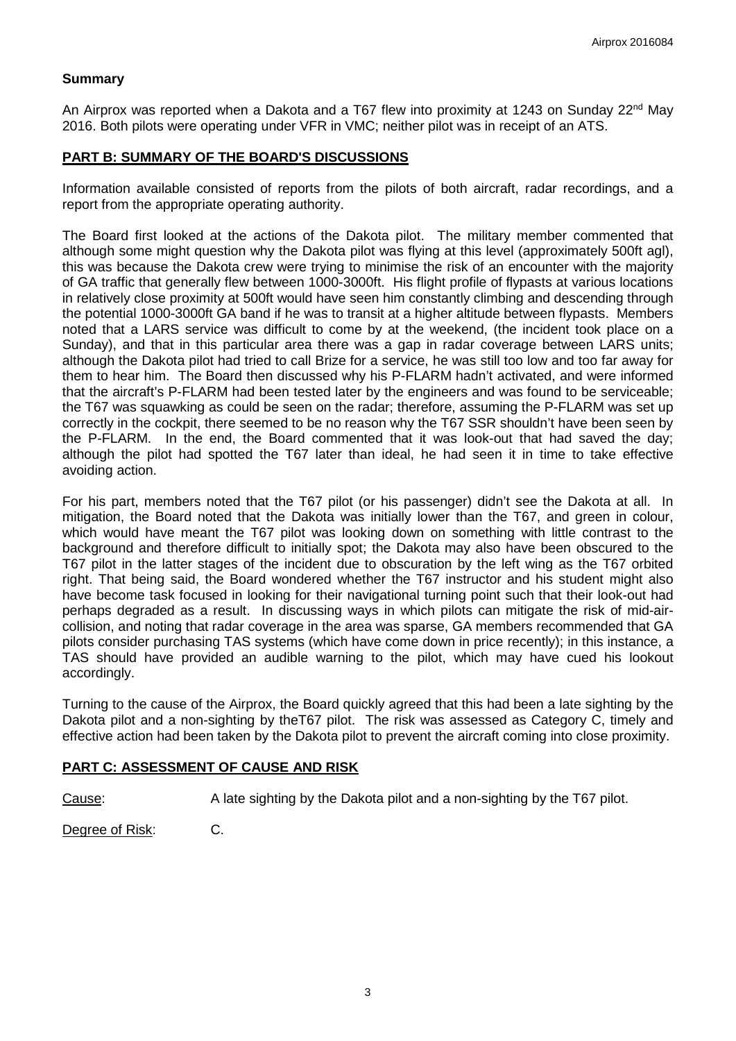**Summary**

An Airprox was reported when a Dakota and a T67 flew into proximity at 1243 on Sunday 22nd May 2016. Both pilots were operating under VFR in VMC; neither pilot was in receipt of an ATS.

**PART B: SUMMARY OF THE BOARD'S DISCUSSIONS**

Information available consisted of reports from the pilots of both aircraft, radar recordings, and a report from the appropriate operating authority.

The Board first looked at the actions of the Dakota pilot. The military member commented that although some might question why the Dakota pilot was flying at this level (approximately 500ft agl), this was because the Dakota crew were trying to minimise the risk of an encounter with the majority of GA traffic that generally flew between 1000-3000ft. His flight profile of flypasts at various locations in relatively close proximity at 500ft would have seen him constantly climbing and descending through the potential 1000-3000ft GA band if he was to transit at a higher altitude between flypasts. Members noted that a LARS service was difficult to come by at the weekend, (the incident took place on a Sunday), and that in this particular area there was a gap in radar coverage between LARS units; although the Dakota pilot had tried to call Brize for a service, he was still too low and too far away for them to hear him. The Board then discussed why his P-FLARM hadn't activated, and were informed that the aircraft's P-FLARM had been tested later by the engineers and was found to be serviceable; the T67 was squawking as could be seen on the radar; therefore, assuming the P-FLARM was set up correctly in the cockpit, there seemed to be no reason why the T67 SSR shouldn't have been seen by the P-FLARM. In the end, the Board commented that it was look-out that had saved the day; although the pilot had spotted the T67 later than ideal, he had seen it in time to take effective avoiding action.

For his part, members noted that the T67 pilot (or his passenger) didn't see the Dakota at all. In mitigation, the Board noted that the Dakota was initially lower than the T67, and green in colour, which would have meant the T67 pilot was looking down on something with little contrast to the background and therefore difficult to initially spot; the Dakota may also have been obscured to the T67 pilot in the latter stages of the incident due to obscuration by the left wing as the T67 orbited right. That being said, the Board wondered whether the T67 instructor and his student might also have become task focused in looking for their navigational turning point such that their look-out had perhaps degraded as a result. In discussing ways in which pilots can mitigate the risk of mid-air-collision, and noting that radar coverage in the area was sparse, GA members recommended that GA pilots consider purchasing TAS systems (which have come down in price recently); in this instance, a TAS should have provided an audible warning to the pilot, which may have cued his lookout accordingly.

Turning to the cause of the Airprox, the Board quickly agreed that this had been a late sighting by the Dakota pilot and a non-sighting by theT67 pilot. The risk was assessed as Category C, timely and effective action had been taken by the Dakota pilot to prevent the aircraft coming into close proximity.

**PART C: ASSESSMENT OF CAUSE AND RISK**

Cause: A late sighting by the Dakota pilot and a non-sighting by the T67 pilot.

Degree of Risk: C.